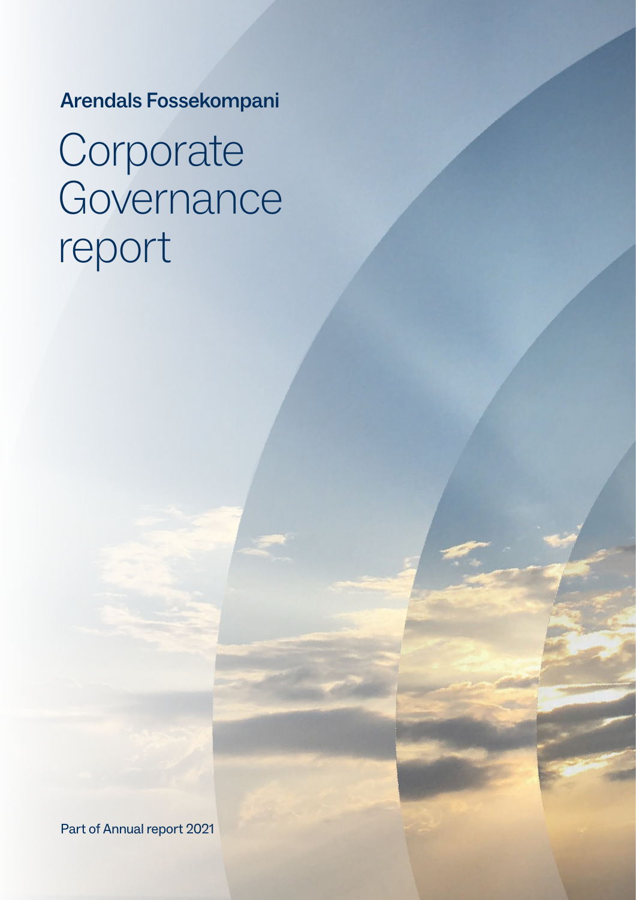Arendals Fossekompani

# Corporate Governance report

Part of Annual report 2021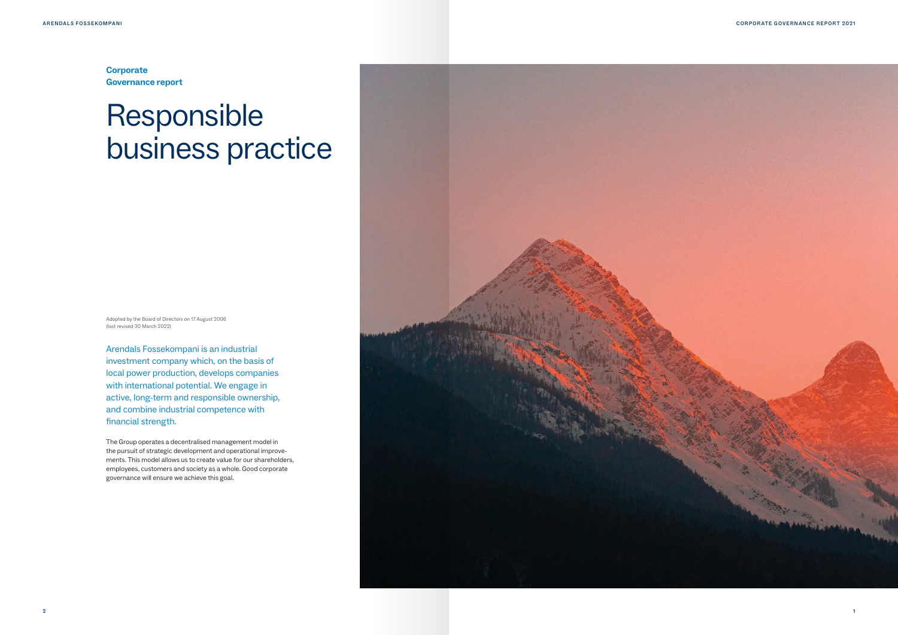**Corporate Governance report**

# Responsible business practice

Adopted by the Board of Directors on 17 August 2006 (last revised 30 March 2022)

Arendals Fossekompani is an industrial investment company which, on the basis of local power production, develops companies with international potential. We engage in active, long-term and responsible ownership, and combine industrial competence with financial strength.

The Group operates a decentralised management model in the pursuit of strategic development and operational improvements. This model allows us to create value for our shareholders, employees, customers and society as a whole. Good corporate governance will ensure we achieve this goal.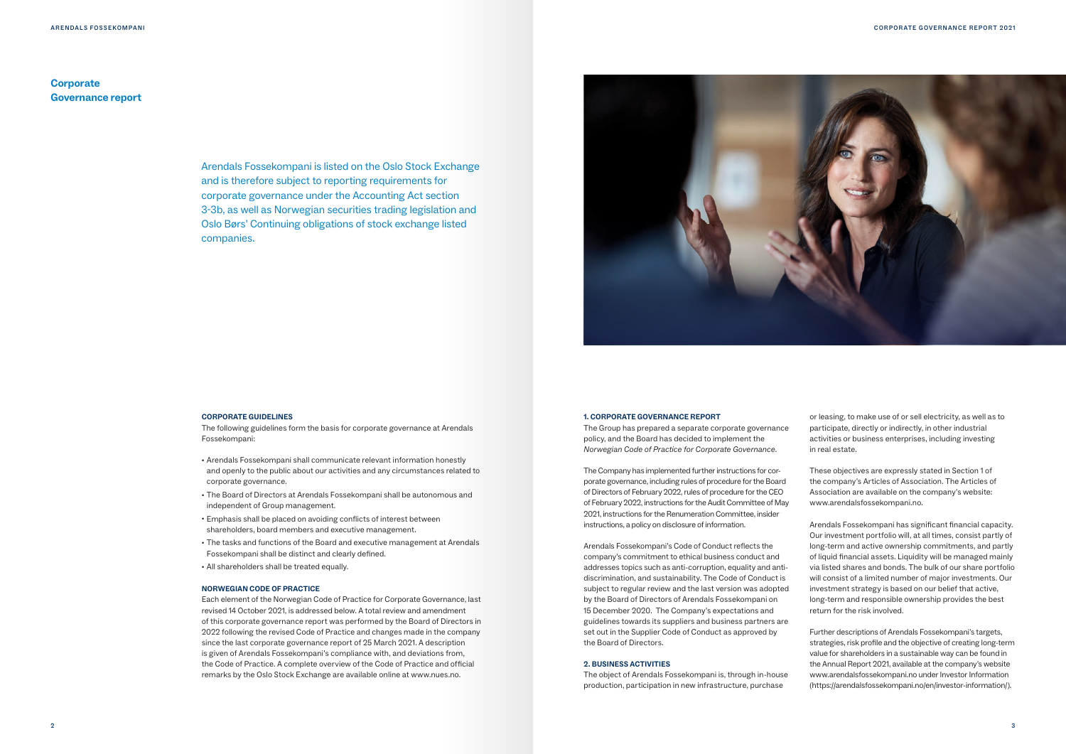# Corporate Governance report

Arendals Fossekompani is listed on the Oslo Stock Exchange and is therefore subject to reporting requirements for corporate governance under the Accounting Act section 3-3b, as well as Norwegian securities trading legislation and Oslo Børs' Continuing obligations of stock exchange listed companies.

### CORPORATE GUIDELINES

The following guidelines form the basis for corporate governance at Arendals Fossekompani:

- Arendals Fossekompani shall communicate relevant information honestly and openly to the public about our activities and any circumstances related to corporate governance.
- The Board of Directors at Arendals Fossekompani shall be autonomous and independent of Group management.
- Emphasis shall be placed on avoiding conflicts of interest between shareholders, board members and executive management.
- The tasks and functions of the Board and executive management at Arendals Fossekompani shall be distinct and clearly defined.
- All shareholders shall be treated equally.

### NORWEGIAN CODE OF PRACTICE

Each element of the Norwegian Code of Practice for Corporate Governance, last revised 14 October 2021, is addressed below. A total review and amendment of this corporate governance report was performed by the Board of Directors in 2022 following the revised Code of Practice and changes made in the company since the last corporate governance report of 25 March 2021. A description is given of Arendals Fossekompani's compliance with, and deviations from, the Code of Practice. A complete overview of the Code of Practice and official remarks by the Oslo Stock Exchange are available online at www.nues.no.

### 1. CORPORATE GOVERNANCE REPORT

The Group has prepared a separate corporate governance policy, and the Board has decided to implement the *Norwegian Code of Practice for Corporate Governance.*

The Company has implemented further instructions for corporate governance, including rules of procedure for the Board of Directors of February 2022, rules of procedure for the CEO of February 2022, instructions for the Audit Committee of May 2021, instructions for the Renumeration Committee, insider instructions, a policy on disclosure of information.

Arendals Fossekompani's Code of Conduct reflects the company's commitment to ethical business conduct and addresses topics such as anti-corruption, equality and anti-discrimination, and sustainability. The Code of Conduct is subject to regular review and the last version was adopted by the Board of Directors of Arendals Fossekompani on 15 December 2020. The Company's expectations and guidelines towards its suppliers and business partners are set out in the Supplier Code of Conduct as approved by the Board of Directors.

### 2. BUSINESS ACTIVITIES

The object of Arendals Fossekompani is, through in-house production, participation in new infrastructure, purchase or leasing, to make use of or sell electricity, as well as to participate, directly or indirectly, in other industrial activities or business enterprises, including investing in real estate.

These objectives are expressly stated in Section 1 of the company's Articles of Association. The Articles of Association are available on the company's website: www.arendalsfossekompani.no.

Arendals Fossekompani has significant financial capacity. Our investment portfolio will, at all times, consist partly of long-term and active ownership commitments, and partly of liquid financial assets. Liquidity will be managed mainly via listed shares and bonds. The bulk of our share portfolio will consist of a limited number of major investments. Our investment strategy is based on our belief that active, long-term and responsible ownership provides the best return for the risk involved.

Further descriptions of Arendals Fossekompani's targets, strategies, risk profile and the objective of creating long-term value for shareholders in a sustainable way can be found in the Annual Report 2021, available at the company's website www.arendalsfossekompani.no under Investor Information (https://arendalsfossekompani.no/en/investor-information/).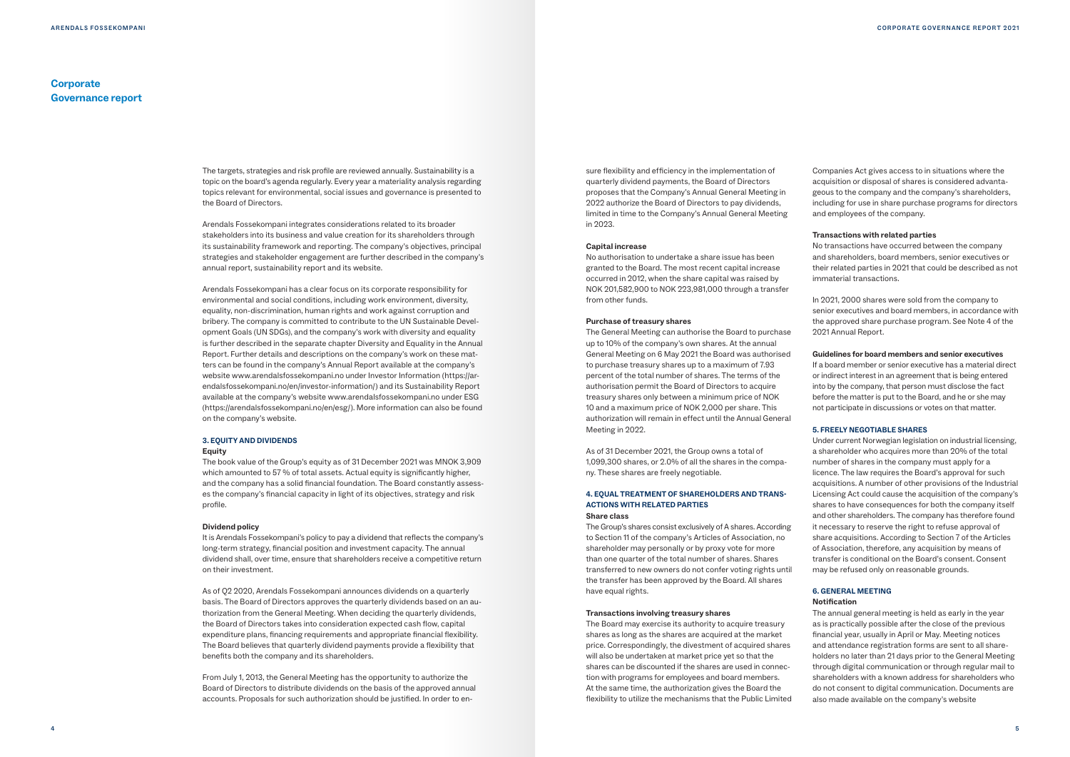# Corporate Governance report

The targets, strategies and risk profile are reviewed annually. Sustainability is a topic on the board's agenda regularly. Every year a materiality analysis regarding topics relevant for environmental, social issues and governance is presented to the Board of Directors.

Arendals Fossekompani integrates considerations related to its broader stakeholders into its business and value creation for its shareholders through its sustainability framework and reporting. The company's objectives, principal strategies and stakeholder engagement are further described in the company's annual report, sustainability report and its website.

Arendals Fossekompani has a clear focus on its corporate responsibility for environmental and social conditions, including work environment, diversity, equality, non-discrimination, human rights and work against corruption and bribery. The company is committed to contribute to the UN Sustainable Development Goals (UN SDGs), and the company's work with diversity and equality is further described in the separate chapter Diversity and Equality in the Annual Report. Further details and descriptions on the company's work on these matters can be found in the company's Annual Report available at the company's website www.arendalsfossekompani.no under Investor Information (https://arendalsfossekompani.no/en/investor-information/) and its Sustainability Report available at the company's website www.arendalsfossekompani.no under ESG (https://arendalsfossekompani.no/en/esg/). More information can also be found on the company's website.

## 3. EQUITY AND DIVIDENDS

### Equity

The book value of the Group's equity as of 31 December 2021 was MNOK 3,909 which amounted to 57 % of total assets. Actual equity is significantly higher, and the company has a solid financial foundation. The Board constantly assesses the company's financial capacity in light of its objectives, strategy and risk profile.

### Dividend policy

It is Arendals Fossekompani's policy to pay a dividend that reflects the company's long-term strategy, financial position and investment capacity. The annual dividend shall, over time, ensure that shareholders receive a competitive return on their investment.

As of Q2 2020, Arendals Fossekompani announces dividends on a quarterly basis. The Board of Directors approves the quarterly dividends based on an authorization from the General Meeting. When deciding the quarterly dividends, the Board of Directors takes into consideration expected cash flow, capital expenditure plans, financing requirements and appropriate financial flexibility. The Board believes that quarterly dividend payments provide a flexibility that benefits both the company and its shareholders.

From July 1, 2013, the General Meeting has the opportunity to authorize the Board of Directors to distribute dividends on the basis of the approved annual accounts. Proposals for such authorization should be justified. In order to ensure flexibility and efficiency in the implementation of quarterly dividend payments, the Board of Directors proposes that the Company's Annual General Meeting in 2022 authorize the Board of Directors to pay dividends, limited in time to the Company's Annual General Meeting in 2023.

### Capital increase

No authorisation to undertake a share issue has been granted to the Board. The most recent capital increase occurred in 2012, when the share capital was raised by NOK 201,582,900 to NOK 223,981,000 through a transfer from other funds.

### Purchase of treasury shares

The General Meeting can authorise the Board to purchase up to 10% of the company's own shares. At the annual General Meeting on 6 May 2021 the Board was authorised to purchase treasury shares up to a maximum of 7.93 percent of the total number of shares. The terms of the authorisation permit the Board of Directors to acquire treasury shares only between a minimum price of NOK 10 and a maximum price of NOK 2,000 per share. This authorization will remain in effect until the Annual General Meeting in 2022.

As of 31 December 2021, the Group owns a total of 1,099,300 shares, or 2.0% of all the shares in the company. These shares are freely negotiable.

## 4. EQUAL TREATMENT OF SHAREHOLDERS AND TRANSACTIONS WITH RELATED PARTIES

### Share class

The Group's shares consist exclusively of A shares. According to Section 11 of the company's Articles of Association, no shareholder may personally or by proxy vote for more than one quarter of the total number of shares. Shares transferred to new owners do not confer voting rights until the transfer has been approved by the Board. All shares have equal rights.

### Transactions involving treasury shares

The Board may exercise its authority to acquire treasury shares as long as the shares are acquired at the market price. Correspondingly, the divestment of acquired shares will also be undertaken at market price yet so that the shares can be discounted if the shares are used in connection with programs for employees and board members. At the same time, the authorization gives the Board the flexibility to utilize the mechanisms that the Public Limited Companies Act gives access to in situations where the acquisition or disposal of shares is considered advantageous to the company and the company's shareholders, including for use in share purchase programs for directors and employees of the company.

### Transactions with related parties

No transactions have occurred between the company and shareholders, board members, senior executives or their related parties in 2021 that could be described as not immaterial transactions.

In 2021, 2000 shares were sold from the company to senior executives and board members, in accordance with the approved share purchase program. See Note 4 of the 2021 Annual Report.

### Guidelines for board members and senior executives

If a board member or senior executive has a material direct or indirect interest in an agreement that is being entered into by the company, that person must disclose the fact before the matter is put to the Board, and he or she may not participate in discussions or votes on that matter.

## 5. FREELY NEGOTIABLE SHARES

Under current Norwegian legislation on industrial licensing, a shareholder who acquires more than 20% of the total number of shares in the company must apply for a licence. The law requires the Board's approval for such acquisitions. A number of other provisions of the Industrial Licensing Act could cause the acquisition of the company's shares to have consequences for both the company itself and other shareholders. The company has therefore found it necessary to reserve the right to refuse approval of share acquisitions. According to Section 7 of the Articles of Association, therefore, any acquisition by means of transfer is conditional on the Board's consent. Consent may be refused only on reasonable grounds.

## 6. GENERAL MEETING

### Notification

The annual general meeting is held as early in the year as is practically possible after the close of the previous financial year, usually in April or May. Meeting notices and attendance registration forms are sent to all shareholders no later than 21 days prior to the General Meeting through digital communication or through regular mail to shareholders with a known address for shareholders who do not consent to digital communication. Documents are also made available on the company's website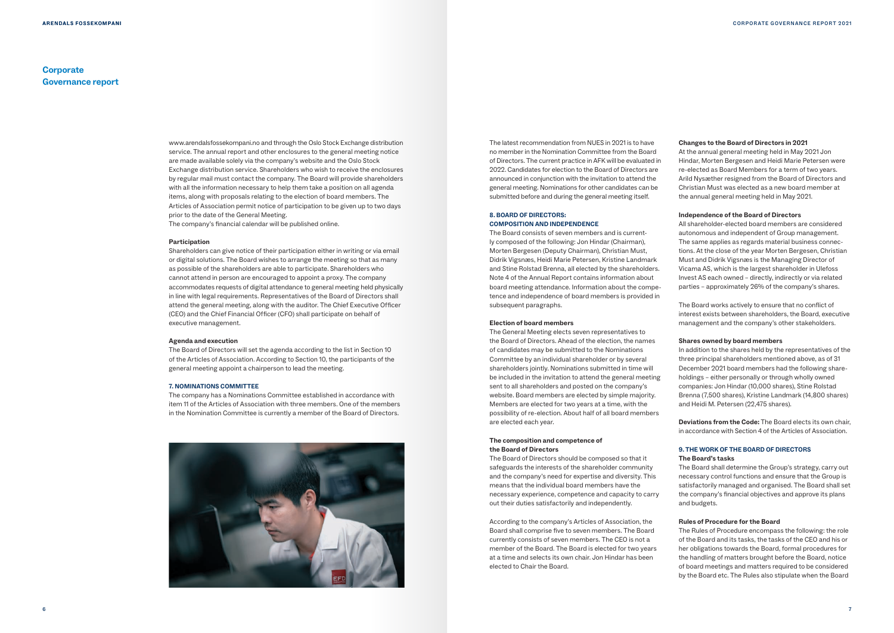# Corporate Governance report

www.arendalsfossekompani.no and through the Oslo Stock Exchange distribution service. The annual report and other enclosures to the general meeting notice are made available solely via the company's website and the Oslo Stock Exchange distribution service. Shareholders who wish to receive the enclosures by regular mail must contact the company. The Board will provide shareholders with all the information necessary to help them take a position on all agenda items, along with proposals relating to the election of board members. The Articles of Association permit notice of participation to be given up to two days prior to the date of the General Meeting.
The company's financial calendar will be published online.

**Participation**

Shareholders can give notice of their participation either in writing or via email or digital solutions. The Board wishes to arrange the meeting so that as many as possible of the shareholders are able to participate. Shareholders who cannot attend in person are encouraged to appoint a proxy. The company accommodates requests of digital attendance to general meeting held physically in line with legal requirements. Representatives of the Board of Directors shall attend the general meeting, along with the auditor. The Chief Executive Officer (CEO) and the Chief Financial Officer (CFO) shall participate on behalf of executive management.

**Agenda and execution**

The Board of Directors will set the agenda according to the list in Section 10 of the Articles of Association. According to Section 10, the participants of the general meeting appoint a chairperson to lead the meeting.

## 7. NOMINATIONS COMMITTEE

The company has a Nominations Committee established in accordance with item 11 of the Articles of Association with three members. One of the members in the Nomination Committee is currently a member of the Board of Directors.

The latest recommendation from NUES in 2021 is to have no member in the Nomination Committee from the Board of Directors. The current practice in AFK will be evaluated in 2022. Candidates for election to the Board of Directors are announced in conjunction with the invitation to attend the general meeting. Nominations for other candidates can be submitted before and during the general meeting itself.

## 8. BOARD OF DIRECTORS: COMPOSITION AND INDEPENDENCE

The Board consists of seven members and is currently composed of the following: Jon Hindar (Chairman), Morten Bergesen (Deputy Chairman), Christian Must, Didrik Vigsnæs, Heidi Marie Petersen, Kristine Landmark and Stine Rolstad Brenna, all elected by the shareholders. Note 4 of the Annual Report contains information about board meeting attendance. Information about the competence and independence of board members is provided in subsequent paragraphs.

**Election of board members**

The General Meeting elects seven representatives to the Board of Directors. Ahead of the election, the names of candidates may be submitted to the Nominations Committee by an individual shareholder or by several shareholders jointly. Nominations submitted in time will be included in the invitation to attend the general meeting sent to all shareholders and posted on the company's website. Board members are elected by simple majority. Members are elected for two years at a time, with the possibility of re-election. About half of all board members are elected each year.

**The composition and competence of the Board of Directors**

The Board of Directors should be composed so that it safeguards the interests of the shareholder community and the company's need for expertise and diversity. This means that the individual board members have the necessary experience, competence and capacity to carry out their duties satisfactorily and independently.

According to the company's Articles of Association, the Board shall comprise five to seven members. The Board currently consists of seven members. The CEO is not a member of the Board. The Board is elected for two years at a time and selects its own chair. Jon Hindar has been elected to Chair the Board.

**Changes to the Board of Directors in 2021**

At the annual general meeting held in May 2021 Jon Hindar, Morten Bergesen and Heidi Marie Petersen were re-elected as Board Members for a term of two years. Arild Nysæther resigned from the Board of Directors and Christian Must was elected as a new board member at the annual general meeting held in May 2021.

**Independence of the Board of Directors**

All shareholder-elected board members are considered autonomous and independent of Group management. The same applies as regards material business connections. At the close of the year Morten Bergesen, Christian Must and Didrik Vigsnæs is the Managing Director of Vicama AS, which is the largest shareholder in Ulefoss Invest AS each owned – directly, indirectly or via related parties – approximately 26% of the company's shares.

The Board works actively to ensure that no conflict of interest exists between shareholders, the Board, executive management and the company's other stakeholders.

**Shares owned by board members**

In addition to the shares held by the representatives of the three principal shareholders mentioned above, as of 31 December 2021 board members had the following shareholdings – either personally or through wholly owned companies: Jon Hindar (10,000 shares), Stine Rolstad Brenna (7,500 shares), Kristine Landmark (14,800 shares) and Heidi M. Petersen (22,475 shares).

**Deviations from the Code:** The Board elects its own chair, in accordance with Section 4 of the Articles of Association.

## 9. THE WORK OF THE BOARD OF DIRECTORS

**The Board's tasks**

The Board shall determine the Group's strategy, carry out necessary control functions and ensure that the Group is satisfactorily managed and organised. The Board shall set the company's financial objectives and approve its plans and budgets.

**Rules of Procedure for the Board**

The Rules of Procedure encompass the following: the role of the Board and its tasks, the tasks of the CEO and his or her obligations towards the Board, formal procedures for the handling of matters brought before the Board, notice of board meetings and matters required to be considered by the Board etc. The Rules also stipulate when the Board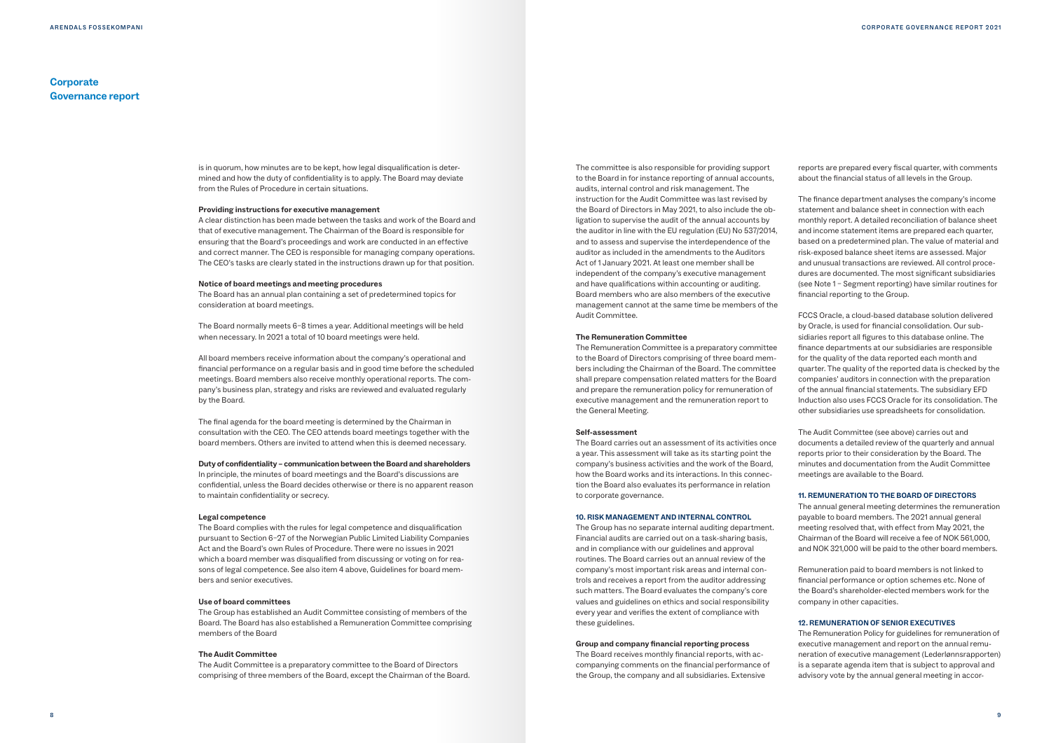# Corporate Governance report

is in quorum, how minutes are to be kept, how legal disqualification is determined and how the duty of confidentiality is to apply. The Board may deviate from the Rules of Procedure in certain situations.

**Providing instructions for executive management**

A clear distinction has been made between the tasks and work of the Board and that of executive management. The Chairman of the Board is responsible for ensuring that the Board's proceedings and work are conducted in an effective and correct manner. The CEO is responsible for managing company operations. The CEO's tasks are clearly stated in the instructions drawn up for that position.

**Notice of board meetings and meeting procedures**

The Board has an annual plan containing a set of predetermined topics for consideration at board meetings.

The Board normally meets 6–8 times a year. Additional meetings will be held when necessary. In 2021 a total of 10 board meetings were held.

All board members receive information about the company's operational and financial performance on a regular basis and in good time before the scheduled meetings. Board members also receive monthly operational reports. The company's business plan, strategy and risks are reviewed and evaluated regularly by the Board.

The final agenda for the board meeting is determined by the Chairman in consultation with the CEO. The CEO attends board meetings together with the board members. Others are invited to attend when this is deemed necessary.

**Duty of confidentiality – communication between the Board and shareholders**

In principle, the minutes of board meetings and the Board's discussions are confidential, unless the Board decides otherwise or there is no apparent reason to maintain confidentiality or secrecy.

**Legal competence**

The Board complies with the rules for legal competence and disqualification pursuant to Section 6-27 of the Norwegian Public Limited Liability Companies Act and the Board's own Rules of Procedure. There were no issues in 2021 which a board member was disqualified from discussing or voting on for reasons of legal competence. See also item 4 above, Guidelines for board members and senior executives.

**Use of board committees**

The Group has established an Audit Committee consisting of members of the Board. The Board has also established a Remuneration Committee comprising members of the Board

**The Audit Committee**

The Audit Committee is a preparatory committee to the Board of Directors comprising of three members of the Board, except the Chairman of the Board. The committee is also responsible for providing support to the Board in for instance reporting of annual accounts, audits, internal control and risk management. The instruction for the Audit Committee was last revised by the Board of Directors in May 2021, to also include the obligation to supervise the audit of the annual accounts by the auditor in line with the EU regulation (EU) No 537/2014, and to assess and supervise the interdependence of the auditor as included in the amendments to the Auditors Act of 1 January 2021. At least one member shall be independent of the company's executive management and have qualifications within accounting or auditing. Board members who are also members of the executive management cannot at the same time be members of the Audit Committee.

**The Remuneration Committee**

The Remuneration Committee is a preparatory committee to the Board of Directors comprising of three board members including the Chairman of the Board. The committee shall prepare compensation related matters for the Board and prepare the remuneration policy for remuneration of executive management and the remuneration report to the General Meeting.

**Self-assessment**

The Board carries out an assessment of its activities once a year. This assessment will take as its starting point the company's business activities and the work of the Board, how the Board works and its interactions. In this connection the Board also evaluates its performance in relation to corporate governance.

## 10. RISK MANAGEMENT AND INTERNAL CONTROL

The Group has no separate internal auditing department. Financial audits are carried out on a task-sharing basis, and in compliance with our guidelines and approval routines. The Board carries out an annual review of the company's most important risk areas and internal controls and receives a report from the auditor addressing such matters. The Board evaluates the company's core values and guidelines on ethics and social responsibility every year and verifies the extent of compliance with these guidelines.

**Group and company financial reporting process**

The Board receives monthly financial reports, with accompanying comments on the financial performance of the Group, the company and all subsidiaries. Extensive reports are prepared every fiscal quarter, with comments about the financial status of all levels in the Group.

The finance department analyses the company's income statement and balance sheet in connection with each monthly report. A detailed reconciliation of balance sheet and income statement items are prepared each quarter, based on a predetermined plan. The value of material and risk-exposed balance sheet items are assessed. Major and unusual transactions are reviewed. All control procedures are documented. The most significant subsidiaries (see Note 1 – Segment reporting) have similar routines for financial reporting to the Group.

FCCS Oracle, a cloud-based database solution delivered by Oracle, is used for financial consolidation. Our subsidiaries report all figures to this database online. The finance departments at our subsidiaries are responsible for the quality of the data reported each month and quarter. The quality of the reported data is checked by the companies' auditors in connection with the preparation of the annual financial statements. The subsidiary EFD Induction also uses FCCS Oracle for its consolidation. The other subsidiaries use spreadsheets for consolidation.

The Audit Committee (see above) carries out and documents a detailed review of the quarterly and annual reports prior to their consideration by the Board. The minutes and documentation from the Audit Committee meetings are available to the Board.

## 11. REMUNERATION TO THE BOARD OF DIRECTORS

The annual general meeting determines the remuneration payable to board members. The 2021 annual general meeting resolved that, with effect from May 2021, the Chairman of the Board will receive a fee of NOK 561,000, and NOK 321,000 will be paid to the other board members.

Remuneration paid to board members is not linked to financial performance or option schemes etc. None of the Board's shareholder-elected members work for the company in other capacities.

## 12. REMUNERATION OF SENIOR EXECUTIVES

The Remuneration Policy for guidelines for remuneration of executive management and report on the annual remuneration of executive management (Lederlønnsrapporten) is a separate agenda item that is subject to approval and advisory vote by the annual general meeting in accor-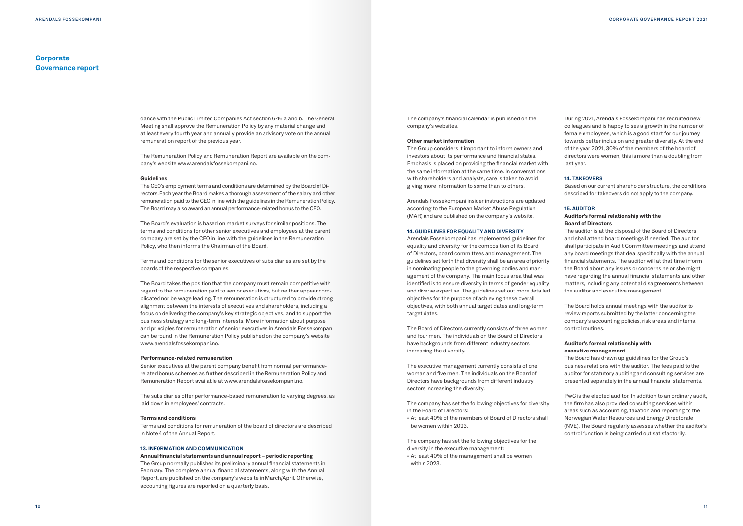# Corporate Governance report

dance with the Public Limited Companies Act section 6-16 a and b. The General Meeting shall approve the Remuneration Policy by any material change and at least every fourth year and annually provide an advisory vote on the annual remuneration report of the previous year.

The Remuneration Policy and Remuneration Report are available on the company's website www.arendalsfossekompani.no.

**Guidelines**

The CEO's employment terms and conditions are determined by the Board of Directors. Each year the Board makes a thorough assessment of the salary and other remuneration paid to the CEO in line with the guidelines in the Remuneration Policy. The Board may also award an annual performance-related bonus to the CEO.

The Board's evaluation is based on market surveys for similar positions. The terms and conditions for other senior executives and employees at the parent company are set by the CEO in line with the guidelines in the Remuneration Policy, who then informs the Chairman of the Board.

Terms and conditions for the senior executives of subsidiaries are set by the boards of the respective companies.

The Board takes the position that the company must remain competitive with regard to the remuneration paid to senior executives, but neither appear complicated nor be wage leading. The remuneration is structured to provide strong alignment between the interests of executives and shareholders, including a focus on delivering the company's key strategic objectives, and to support the business strategy and long-term interests. More information about purpose and principles for remuneration of senior executives in Arendals Fossekompani can be found in the Remuneration Policy published on the company's website www.arendalsfossekompani.no.

**Performance-related remuneration**

Senior executives at the parent company benefit from normal performance-related bonus schemes as further described in the Remuneration Policy and Remuneration Report available at www.arendalsfossekompani.no.

The subsidiaries offer performance-based remuneration to varying degrees, as laid down in employees' contracts.

**Terms and conditions**

Terms and conditions for remuneration of the board of directors are described in Note 4 of the Annual Report.

## 13. INFORMATION AND COMMUNICATION

**Annual financial statements and annual report – periodic reporting**

The Group normally publishes its preliminary annual financial statements in February. The complete annual financial statements, along with the Annual Report, are published on the company's website in March/April. Otherwise, accounting figures are reported on a quarterly basis.

The company's financial calendar is published on the company's websites.

**Other market information**

The Group considers it important to inform owners and investors about its performance and financial status. Emphasis is placed on providing the financial market with the same information at the same time. In conversations with shareholders and analysts, care is taken to avoid giving more information to some than to others.

Arendals Fossekompani insider instructions are updated according to the European Market Abuse Regulation (MAR) and are published on the company's website.

## 14. GUIDELINES FOR EQUALITY AND DIVERSITY

Arendals Fossekompani has implemented guidelines for equality and diversity for the composition of its Board of Directors, board committees and management. The guidelines set forth that diversity shall be an area of priority in nominating people to the governing bodies and management of the company. The main focus area that was identified is to ensure diversity in terms of gender equality and diverse expertise. The guidelines set out more detailed objectives for the purpose of achieving these overall objectives, with both annual target dates and long-term target dates.

The Board of Directors currently consists of three women and four men. The individuals on the Board of Directors have backgrounds from different industry sectors increasing the diversity.

The executive management currently consists of one woman and five men. The individuals on the Board of Directors have backgrounds from different industry sectors increasing the diversity.

The company has set the following objectives for diversity in the Board of Directors:

- At least 40% of the members of Board of Directors shall be women within 2023.

The company has set the following objectives for the diversity in the executive management:

- At least 40% of the management shall be women within 2023.

During 2021, Arendals Fossekompani has recruited new colleagues and is happy to see a growth in the number of female employees, which is a good start for our journey towards better inclusion and greater diversity. At the end of the year 2021, 30% of the members of the board of directors were women, this is more than a doubling from last year.

## 14. TAKEOVERS

Based on our current shareholder structure, the conditions described for takeovers do not apply to the company.

## 15. AUDITOR

**Auditor's formal relationship with the Board of Directors**

The auditor is at the disposal of the Board of Directors and shall attend board meetings if needed. The auditor shall participate in Audit Committee meetings and attend any board meetings that deal specifically with the annual financial statements. The auditor will at that time inform the Board about any issues or concerns he or she might have regarding the annual financial statements and other matters, including any potential disagreements between the auditor and executive management.

The Board holds annual meetings with the auditor to review reports submitted by the latter concerning the company's accounting policies, risk areas and internal control routines.

**Auditor's formal relationship with executive management**

The Board has drawn up guidelines for the Group's business relations with the auditor. The fees paid to the auditor for statutory auditing and consulting services are presented separately in the annual financial statements.

PwC is the elected auditor. In addition to an ordinary audit, the firm has also provided consulting services within areas such as accounting, taxation and reporting to the Norwegian Water Resources and Energy Directorate (NVE). The Board regularly assesses whether the auditor's control function is being carried out satisfactorily.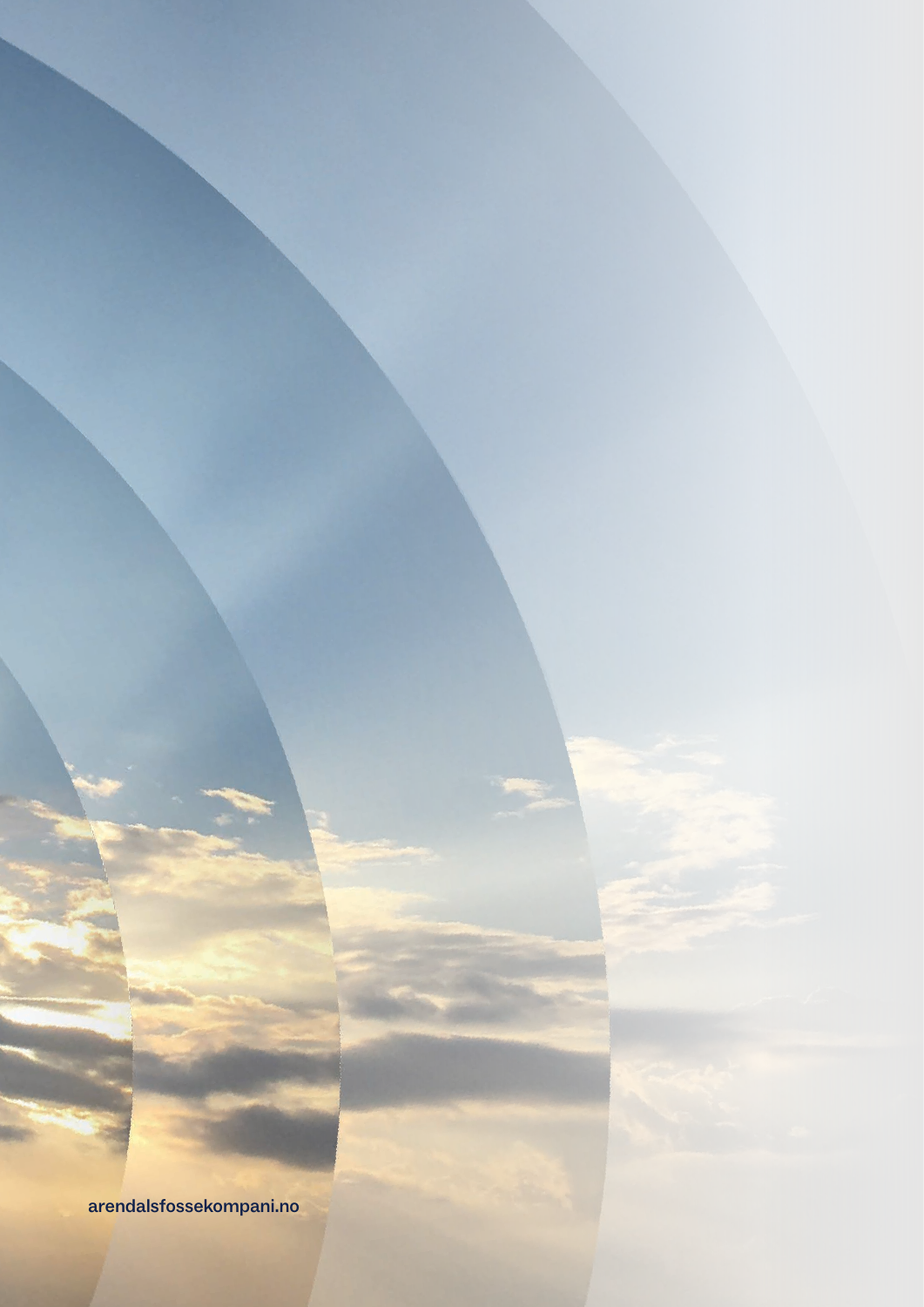arendalsfossekompani.no